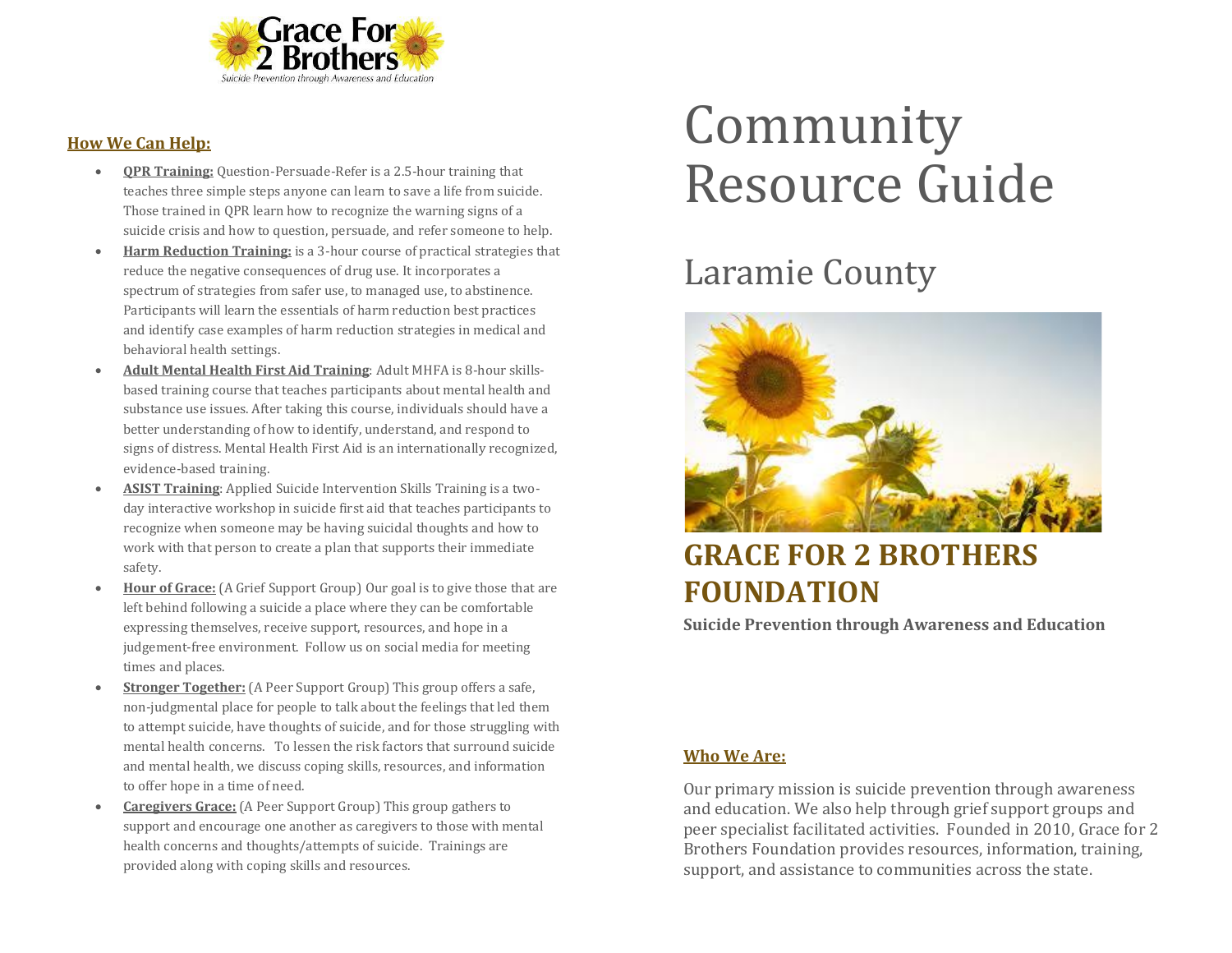Grace For 2 Brothers

*Suicide Prevention through Awareness and Education*

# Community Resource Guide

## Laramie County

## GRACE FOR 2 BROTHERS FOUNDATION

**Suicide Prevention through Awareness and Education**

### Who We Are:

Our primary mission is suicide prevention through awareness and education. We also help through grief support groups and peer specialist facilitated activities. Founded in 2010, Grace for 2 Brothers Foundation provides resources, information, training, support, and assistance to communities across the state.

### How We Can Help:

- **QPR Training:** Question-Persuade-Refer is a 2.5-hour training that teaches three simple steps anyone can learn to save a life from suicide. Those trained in QPR learn how to recognize the warning signs of a suicide crisis and how to question, persuade, and refer someone to help.
- **Harm Reduction Training:** is a 3-hour course of practical strategies that reduce the negative consequences of drug use. It incorporates a spectrum of strategies from safer use, to managed use, to abstinence. Participants will learn the essentials of harm reduction best practices and identify case examples of harm reduction strategies in medical and behavioral health settings.
- **Adult Mental Health First Aid Training**: Adult MHFA is 8-hour skills-based training course that teaches participants about mental health and substance use issues. After taking this course, individuals should have a better understanding of how to identify, understand, and respond to signs of distress. Mental Health First Aid is an internationally recognized, evidence-based training.
- **ASIST Training**: Applied Suicide Intervention Skills Training is a two-day interactive workshop in suicide first aid that teaches participants to recognize when someone may be having suicidal thoughts and how to work with that person to create a plan that supports their immediate safety.
- **Hour of Grace:** (A Grief Support Group) Our goal is to give those that are left behind following a suicide a place where they can be comfortable expressing themselves, receive support, resources, and hope in a judgement-free environment. Follow us on social media for meeting times and places.
- **Stronger Together:** (A Peer Support Group) This group offers a safe, non-judgmental place for people to talk about the feelings that led them to attempt suicide, have thoughts of suicide, and for those struggling with mental health concerns. To lessen the risk factors that surround suicide and mental health, we discuss coping skills, resources, and information to offer hope in a time of need.
- **Caregivers Grace:** (A Peer Support Group) This group gathers to support and encourage one another as caregivers to those with mental health concerns and thoughts/attempts of suicide. Trainings are provided along with coping skills and resources.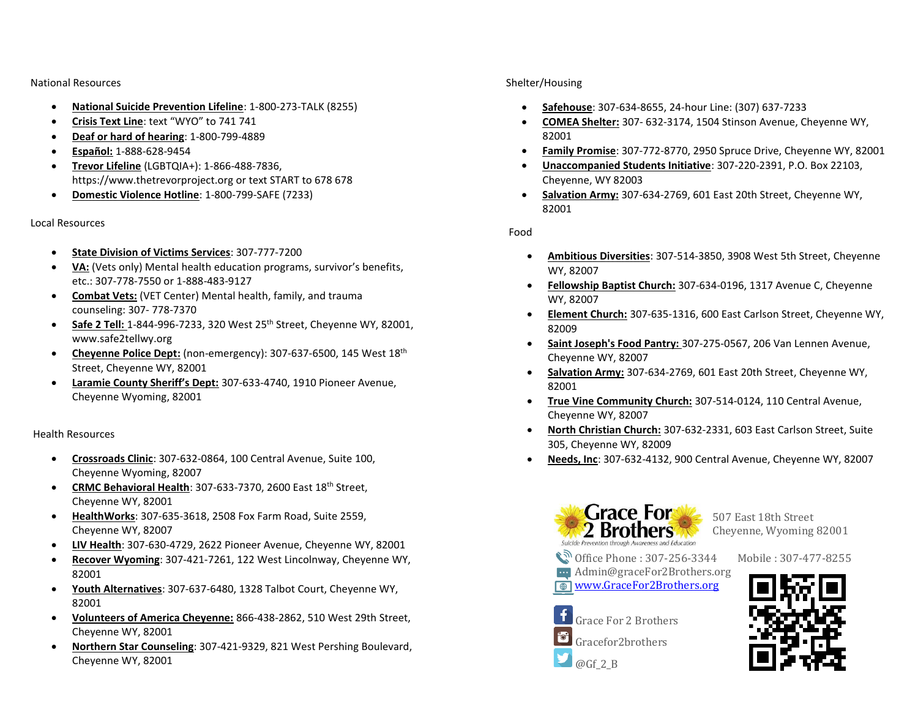National Resources

- **National Suicide Prevention Lifeline**: 1-800-273-TALK (8255)
- **Crisis Text Line**: text "WYO" to 741 741
- **Deaf or hard of hearing**: 1-800-799-4889
- **Español:** 1-888-628-9454
- **Trevor Lifeline** (LGBTQIA+): 1-866-488-7836, https://www.thetrevorproject.org or text START to 678 678
- **Domestic Violence Hotline**: 1-800-799-SAFE (7233)

Local Resources

- **State Division of Victims Services**: 307-777-7200
- **VA:** (Vets only) Mental health education programs, survivor's benefits, etc.: 307-778-7550 or 1-888-483-9127
- **Combat Vets:** (VET Center) Mental health, family, and trauma counseling: 307- 778-7370
- **Safe 2 Tell:** 1-844-996-7233, 320 West 25th Street, Cheyenne WY, 82001, www.safe2tellwy.org
- **Cheyenne Police Dept:** (non-emergency): 307-637-6500, 145 West 18th Street, Cheyenne WY, 82001
- **Laramie County Sheriff's Dept:** 307-633-4740, 1910 Pioneer Avenue, Cheyenne Wyoming, 82001

Health Resources

- **Crossroads Clinic**: 307-632-0864, 100 Central Avenue, Suite 100, Cheyenne Wyoming, 82007
- **CRMC Behavioral Health**: 307-633-7370, 2600 East 18th Street, Cheyenne WY, 82001
- **HealthWorks**: 307-635-3618, 2508 Fox Farm Road, Suite 2559, Cheyenne WY, 82007
- **LIV Health**: 307-630-4729, 2622 Pioneer Avenue, Cheyenne WY, 82001
- **Recover Wyoming**: 307-421-7261, 122 West Lincolnway, Cheyenne WY, 82001
- **Youth Alternatives**: 307-637-6480, 1328 Talbot Court, Cheyenne WY, 82001
- **Volunteers of America Cheyenne:** 866-438-2862, 510 West 29th Street, Cheyenne WY, 82001
- **Northern Star Counseling**: 307-421-9329, 821 West Pershing Boulevard, Cheyenne WY, 82001

Shelter/Housing

- **Safehouse**: 307-634-8655, 24-hour Line: (307) 637-7233
- **COMEA Shelter:** 307- 632-3174, 1504 Stinson Avenue, Cheyenne WY, 82001
- **Family Promise**: 307-772-8770, 2950 Spruce Drive, Cheyenne WY, 82001
- **Unaccompanied Students Initiative**: 307-220-2391, P.O. Box 22103, Cheyenne, WY 82003
- **Salvation Army:** 307-634-2769, 601 East 20th Street, Cheyenne WY, 82001

Food

- **Ambitious Diversities**: 307-514-3850, 3908 West 5th Street, Cheyenne WY, 82007
- **Fellowship Baptist Church:** 307-634-0196, 1317 Avenue C, Cheyenne WY, 82007
- **Element Church:** 307-635-1316, 600 East Carlson Street, Cheyenne WY, 82009
- **Saint Joseph's Food Pantry:** 307-275-0567, 206 Van Lennen Avenue, Cheyenne WY, 82007
- **Salvation Army:** 307-634-2769, 601 East 20th Street, Cheyenne WY, 82001
- **True Vine Community Church:** 307-514-0124, 110 Central Avenue, Cheyenne WY, 82007
- **North Christian Church:** 307-632-2331, 603 East Carlson Street, Suite 305, Cheyenne WY, 82009
- **Needs, Inc**: 307-632-4132, 900 Central Avenue, Cheyenne WY, 82007

Grace For 2 Brothers
Suicide Prevention through Awareness and Education

507 East 18th Street
Cheyenne, Wyoming 82001

Office Phone : 307-256-3344 Mobile : 307-477-8255
Admin@graceFor2Brothers.org
www.GraceFor2Brothers.org

Grace For 2 Brothers
Gracefor2brothers
@Gf_2_B